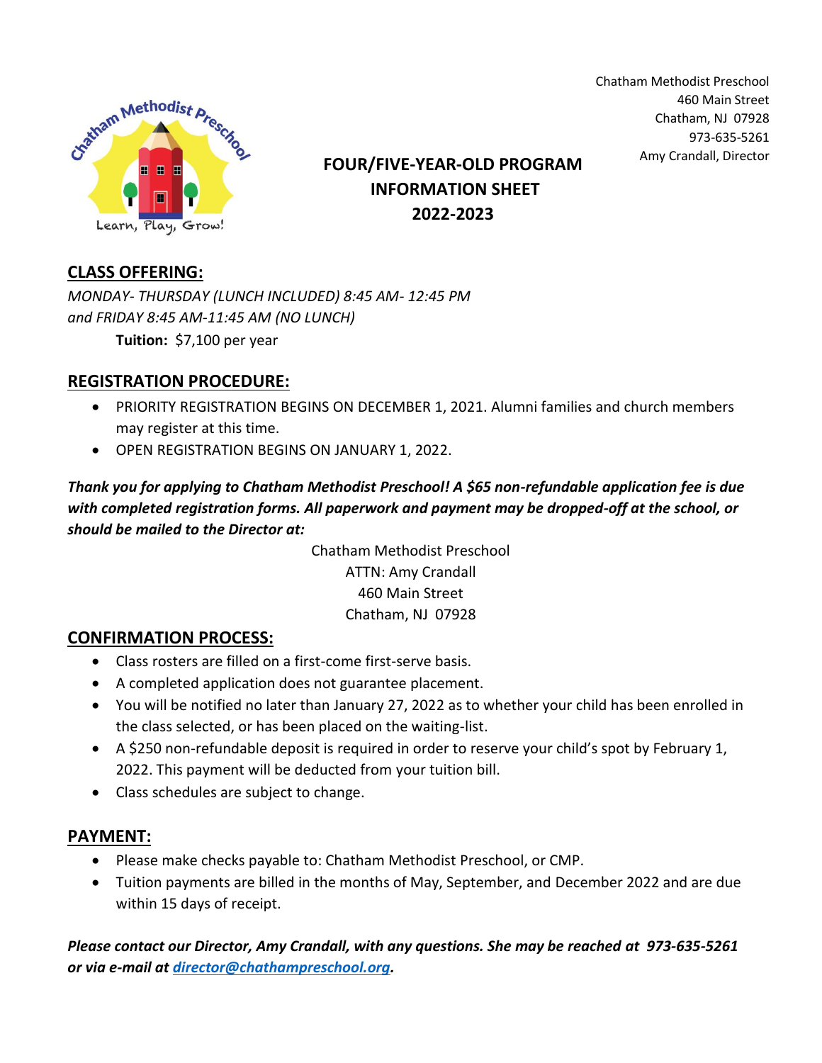Chatham Methodist Preschool
460 Main Street
Chatham, NJ 07928
973-635-5261
Amy Crandall, Director

# FOUR/FIVE-YEAR-OLD PROGRAM INFORMATION SHEET 2022-2023

## CLASS OFFERING:

*MONDAY- THURSDAY (LUNCH INCLUDED) 8:45 AM- 12:45 PM*
*and FRIDAY 8:45 AM-11:45 AM (NO LUNCH)*

**Tuition:** $7,100 per year

## REGISTRATION PROCEDURE:

- PRIORITY REGISTRATION BEGINS ON DECEMBER 1, 2021. Alumni families and church members may register at this time.
- OPEN REGISTRATION BEGINS ON JANUARY 1, 2022.

***Thank you for applying to Chatham Methodist Preschool! A $65 non-refundable application fee is due with completed registration forms. All paperwork and payment may be dropped-off at the school, or should be mailed to the Director at:***

Chatham Methodist Preschool
ATTN: Amy Crandall
460 Main Street
Chatham, NJ 07928

## CONFIRMATION PROCESS:

- Class rosters are filled on a first-come first-serve basis.
- A completed application does not guarantee placement.
- You will be notified no later than January 27, 2022 as to whether your child has been enrolled in the class selected, or has been placed on the waiting-list.
- A $250 non-refundable deposit is required in order to reserve your child's spot by February 1, 2022. This payment will be deducted from your tuition bill.
- Class schedules are subject to change.

## PAYMENT:

- Please make checks payable to: Chatham Methodist Preschool, or CMP.
- Tuition payments are billed in the months of May, September, and December 2022 and are due within 15 days of receipt.

***Please contact our Director, Amy Crandall, with any questions. She may be reached at 973-635-5261 or via e-mail at director@chathampreschool.org.***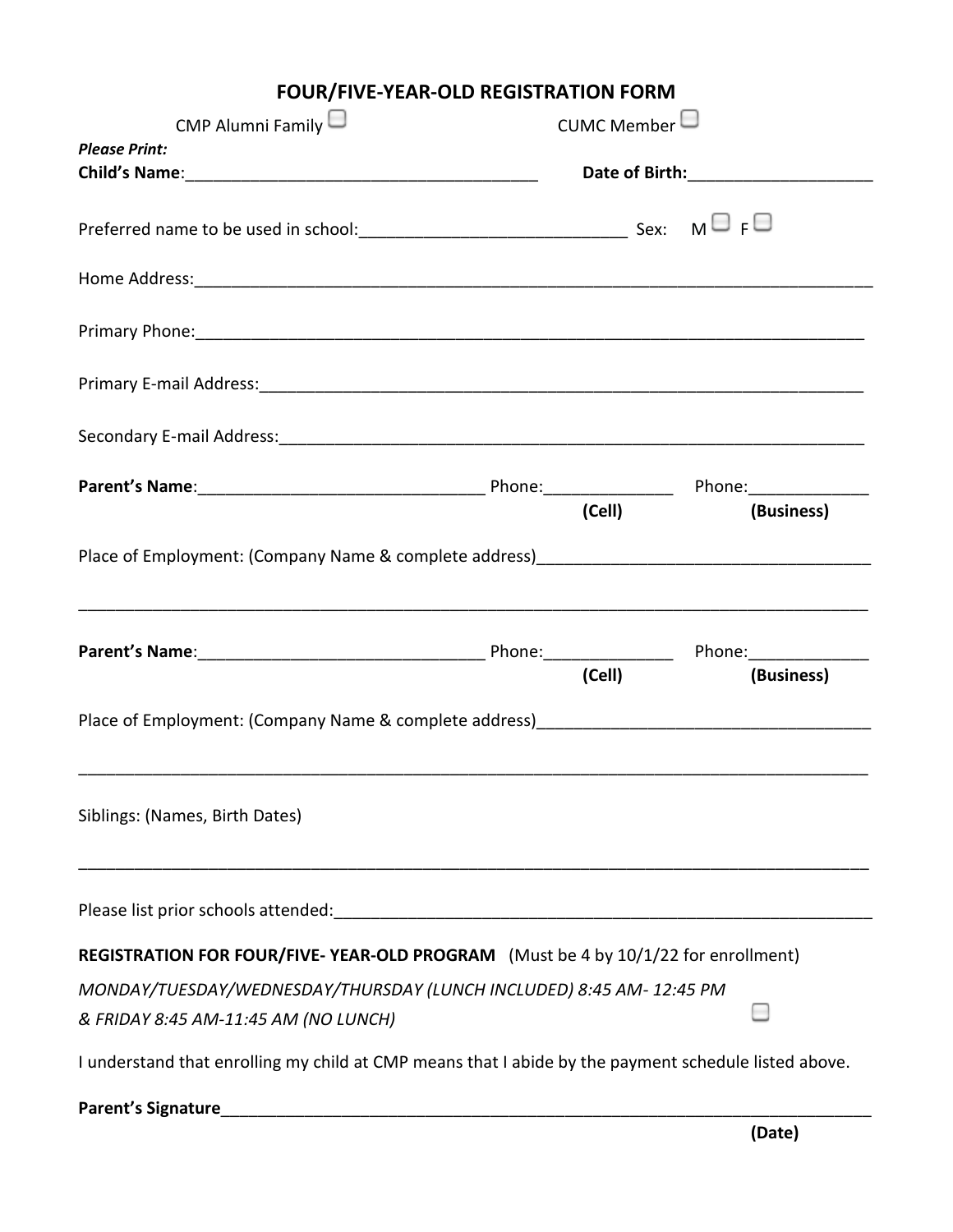# FOUR/FIVE-YEAR-OLD REGISTRATION FORM

CMP Alumni Family ☐ CUMC Member ☐

***Please Print:***

**Child's Name**:_______________________________________ **Date of Birth:**____________________

Preferred name to be used in school:_____________________________ Sex: M ☐ F ☐

Home Address:___________________________________________________________________________

Primary Phone:__________________________________________________________________________

Primary E-mail Address:__________________________________________________________________

Secondary E-mail Address:________________________________________________________________

**Parent's Name**:______________________________ Phone:______________ Phone:_____________
**(Cell)** **(Business)**

Place of Employment: (Company Name & complete address)_____________________________________

_______________________________________________________________________________________

**Parent's Name**:______________________________ Phone:______________ Phone:_____________
**(Cell)** **(Business)**

Place of Employment: (Company Name & complete address)_____________________________________

_______________________________________________________________________________________

Siblings: (Names, Birth Dates)

_______________________________________________________________________________________

Please list prior schools attended:_____________________________________________________

**REGISTRATION FOR FOUR/FIVE- YEAR-OLD PROGRAM** (Must be 4 by 10/1/22 for enrollment)

*MONDAY/TUESDAY/WEDNESDAY/THURSDAY (LUNCH INCLUDED) 8:45 AM- 12:45 PM*
*& FRIDAY 8:45 AM-11:45 AM (NO LUNCH)* ☐

I understand that enrolling my child at CMP means that I abide by the payment schedule listed above.

**Parent's Signature**__________________________________________________________________
**(Date)**